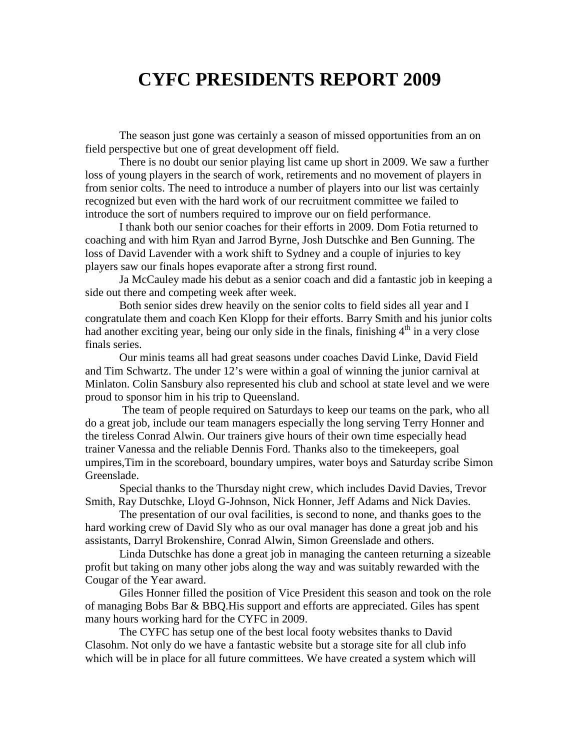# CYFC PRESIDENTS REPORT 2009

The season just gone was certainly a season of missed opportunities from an on field perspective but one of great development off field.

There is no doubt our senior playing list came up short in 2009. We saw a further loss of young players in the search of work, retirements and no movement of players in from senior colts. The need to introduce a number of players into our list was certainly recognized but even with the hard work of our recruitment committee we failed to introduce the sort of numbers required to improve our on field performance.

I thank both our senior coaches for their efforts in 2009. Dom Fotia returned to coaching and with him Ryan and Jarrod Byrne, Josh Dutschke and Ben Gunning. The loss of David Lavender with a work shift to Sydney and a couple of injuries to key players saw our finals hopes evaporate after a strong first round.

Ja McCauley made his debut as a senior coach and did a fantastic job in keeping a side out there and competing week after week.

Both senior sides drew heavily on the senior colts to field sides all year and I congratulate them and coach Ken Klopp for their efforts. Barry Smith and his junior colts had another exciting year, being our only side in the finals, finishing 4th in a very close finals series.

Our minis teams all had great seasons under coaches David Linke, David Field and Tim Schwartz. The under 12's were within a goal of winning the junior carnival at Minlaton. Colin Sansbury also represented his club and school at state level and we were proud to sponsor him in his trip to Queensland.

The team of people required on Saturdays to keep our teams on the park, who all do a great job, include our team managers especially the long serving Terry Honner and the tireless Conrad Alwin. Our trainers give hours of their own time especially head trainer Vanessa and the reliable Dennis Ford. Thanks also to the timekeepers, goal umpires,Tim in the scoreboard, boundary umpires, water boys and Saturday scribe Simon Greenslade.

Special thanks to the Thursday night crew, which includes David Davies, Trevor Smith, Ray Dutschke, Lloyd G-Johnson, Nick Honner, Jeff Adams and Nick Davies.

The presentation of our oval facilities, is second to none, and thanks goes to the hard working crew of David Sly who as our oval manager has done a great job and his assistants, Darryl Brokenshire, Conrad Alwin, Simon Greenslade and others.

Linda Dutschke has done a great job in managing the canteen returning a sizeable profit but taking on many other jobs along the way and was suitably rewarded with the Cougar of the Year award.

Giles Honner filled the position of Vice President this season and took on the role of managing Bobs Bar & BBQ.His support and efforts are appreciated. Giles has spent many hours working hard for the CYFC in 2009.

The CYFC has setup one of the best local footy websites thanks to David Clasohm. Not only do we have a fantastic website but a storage site for all club info which will be in place for all future committees. We have created a system which will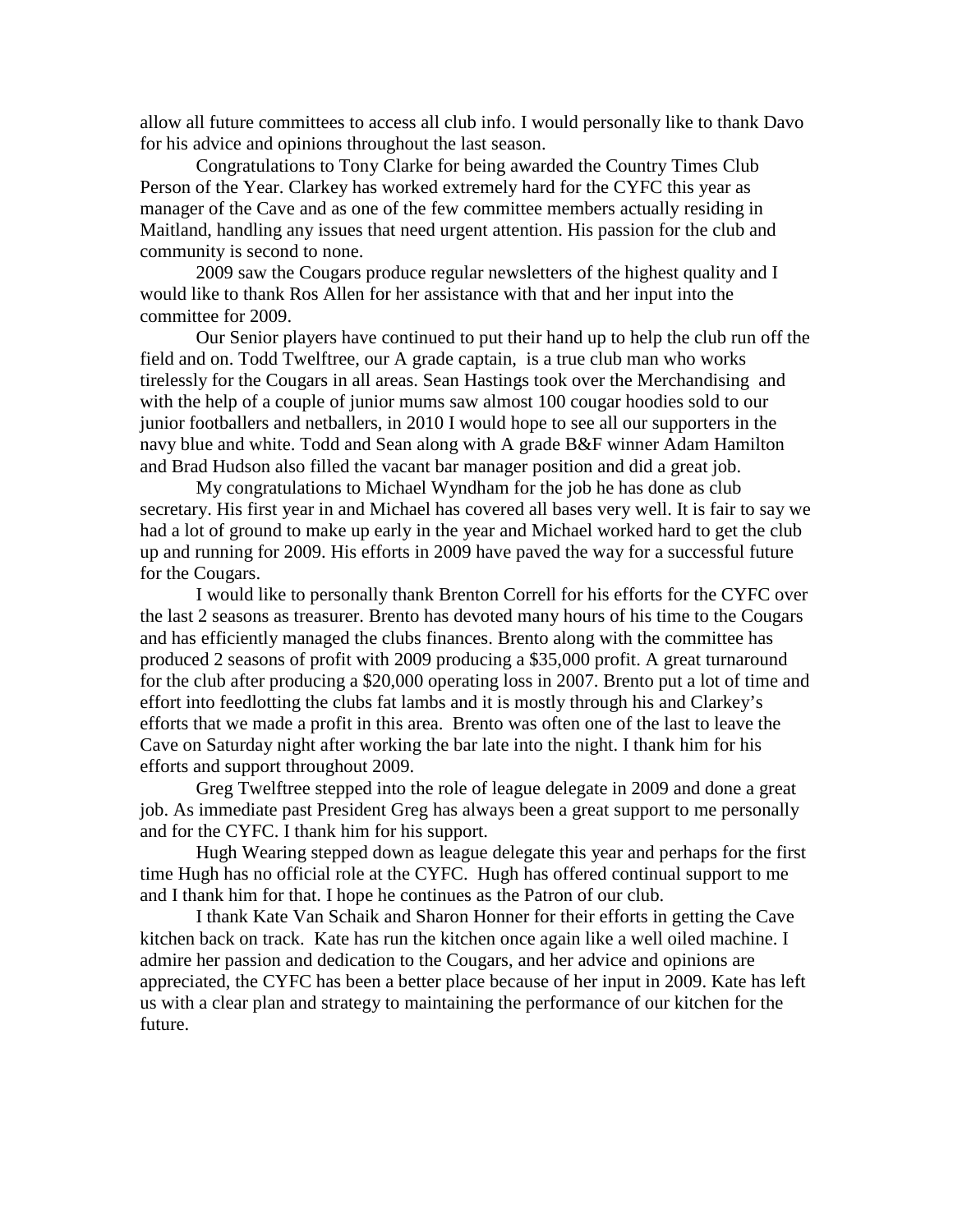allow all future committees to access all club info. I would personally like to thank Davo for his advice and opinions throughout the last season.

Congratulations to Tony Clarke for being awarded the Country Times Club Person of the Year. Clarkey has worked extremely hard for the CYFC this year as manager of the Cave and as one of the few committee members actually residing in Maitland, handling any issues that need urgent attention. His passion for the club and community is second to none.

2009 saw the Cougars produce regular newsletters of the highest quality and I would like to thank Ros Allen for her assistance with that and her input into the committee for 2009.

Our Senior players have continued to put their hand up to help the club run off the field and on. Todd Twelftree, our A grade captain, is a true club man who works tirelessly for the Cougars in all areas. Sean Hastings took over the Merchandising and with the help of a couple of junior mums saw almost 100 cougar hoodies sold to our junior footballers and netballers, in 2010 I would hope to see all our supporters in the navy blue and white. Todd and Sean along with A grade B&F winner Adam Hamilton and Brad Hudson also filled the vacant bar manager position and did a great job.

My congratulations to Michael Wyndham for the job he has done as club secretary. His first year in and Michael has covered all bases very well. It is fair to say we had a lot of ground to make up early in the year and Michael worked hard to get the club up and running for 2009. His efforts in 2009 have paved the way for a successful future for the Cougars.

I would like to personally thank Brenton Correll for his efforts for the CYFC over the last 2 seasons as treasurer. Brento has devoted many hours of his time to the Cougars and has efficiently managed the clubs finances. Brento along with the committee has produced 2 seasons of profit with 2009 producing a $35,000 profit. A great turnaround for the club after producing a $20,000 operating loss in 2007. Brento put a lot of time and effort into feedlotting the clubs fat lambs and it is mostly through his and Clarkey's efforts that we made a profit in this area. Brento was often one of the last to leave the Cave on Saturday night after working the bar late into the night. I thank him for his efforts and support throughout 2009.

Greg Twelftree stepped into the role of league delegate in 2009 and done a great job. As immediate past President Greg has always been a great support to me personally and for the CYFC. I thank him for his support.

Hugh Wearing stepped down as league delegate this year and perhaps for the first time Hugh has no official role at the CYFC. Hugh has offered continual support to me and I thank him for that. I hope he continues as the Patron of our club.

I thank Kate Van Schaik and Sharon Honner for their efforts in getting the Cave kitchen back on track. Kate has run the kitchen once again like a well oiled machine. I admire her passion and dedication to the Cougars, and her advice and opinions are appreciated, the CYFC has been a better place because of her input in 2009. Kate has left us with a clear plan and strategy to maintaining the performance of our kitchen for the future.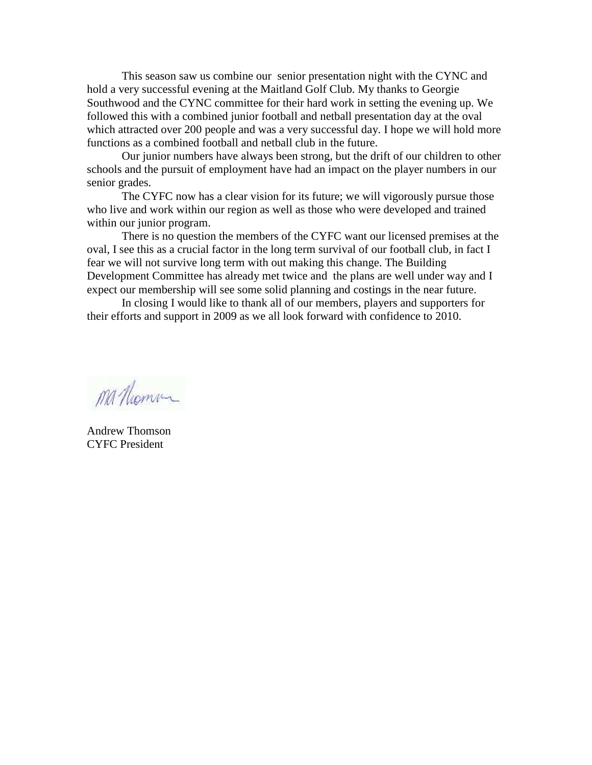This season saw us combine our senior presentation night with the CYNC and hold a very successful evening at the Maitland Golf Club. My thanks to Georgie Southwood and the CYNC committee for their hard work in setting the evening up. We followed this with a combined junior football and netball presentation day at the oval which attracted over 200 people and was a very successful day. I hope we will hold more functions as a combined football and netball club in the future.

Our junior numbers have always been strong, but the drift of our children to other schools and the pursuit of employment have had an impact on the player numbers in our senior grades.

The CYFC now has a clear vision for its future; we will vigorously pursue those who live and work within our region as well as those who were developed and trained within our junior program.

There is no question the members of the CYFC want our licensed premises at the oval, I see this as a crucial factor in the long term survival of our football club, in fact I fear we will not survive long term with out making this change. The Building Development Committee has already met twice and the plans are well under way and I expect our membership will see some solid planning and costings in the near future.

In closing I would like to thank all of our members, players and supporters for their efforts and support in 2009 as we all look forward with confidence to 2010.

Andrew Thomson
CYFC President